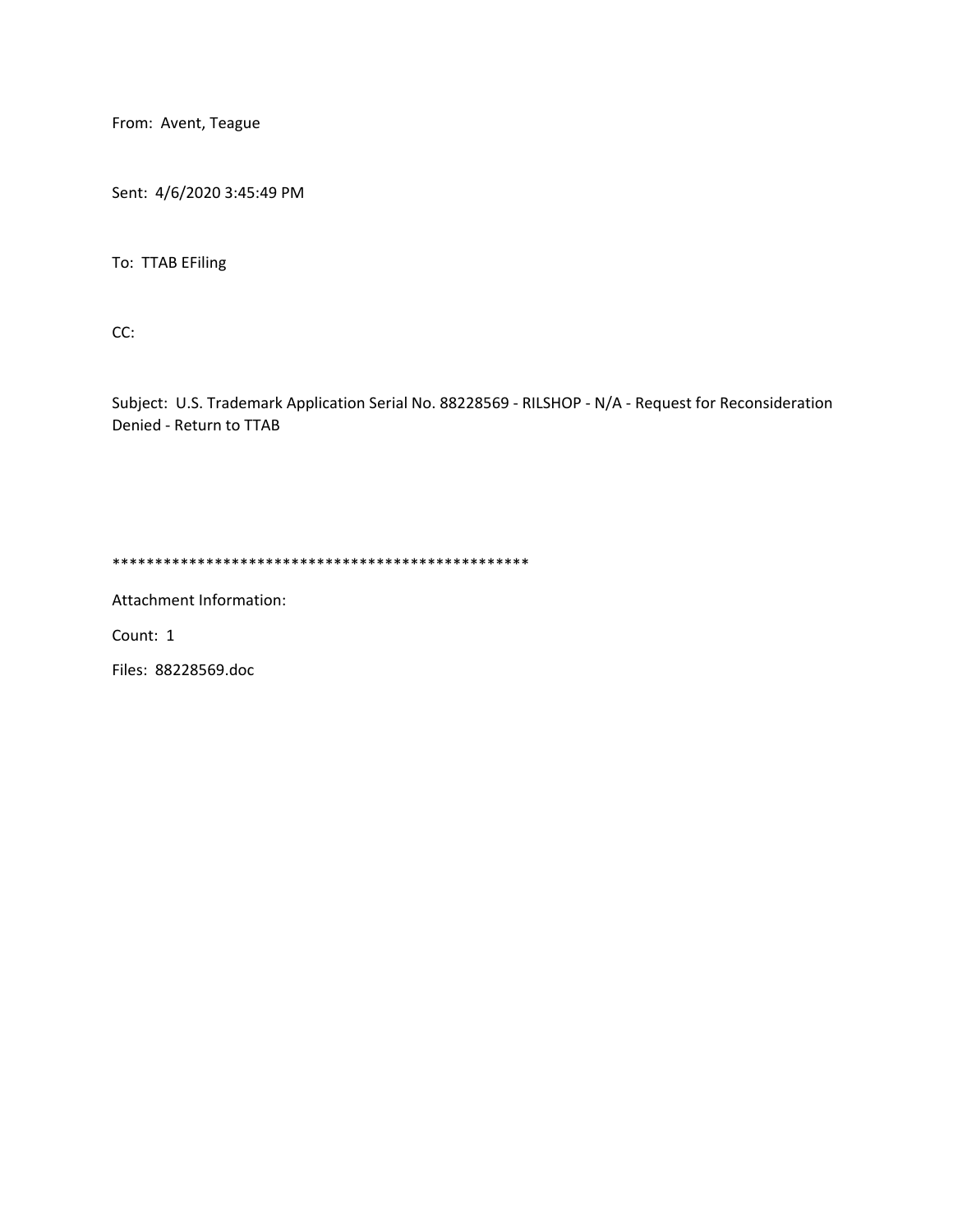From: Avent, Teague

Sent: 4/6/2020 3:45:49 PM

To: TTAB EFiling

CC:

Subject: U.S. Trademark Application Serial No. 88228569 - RILSHOP - N/A - Request for Reconsideration Denied - Return to TTAB

**************************************************

Attachment Information:

Count: 1

Files: 88228569.doc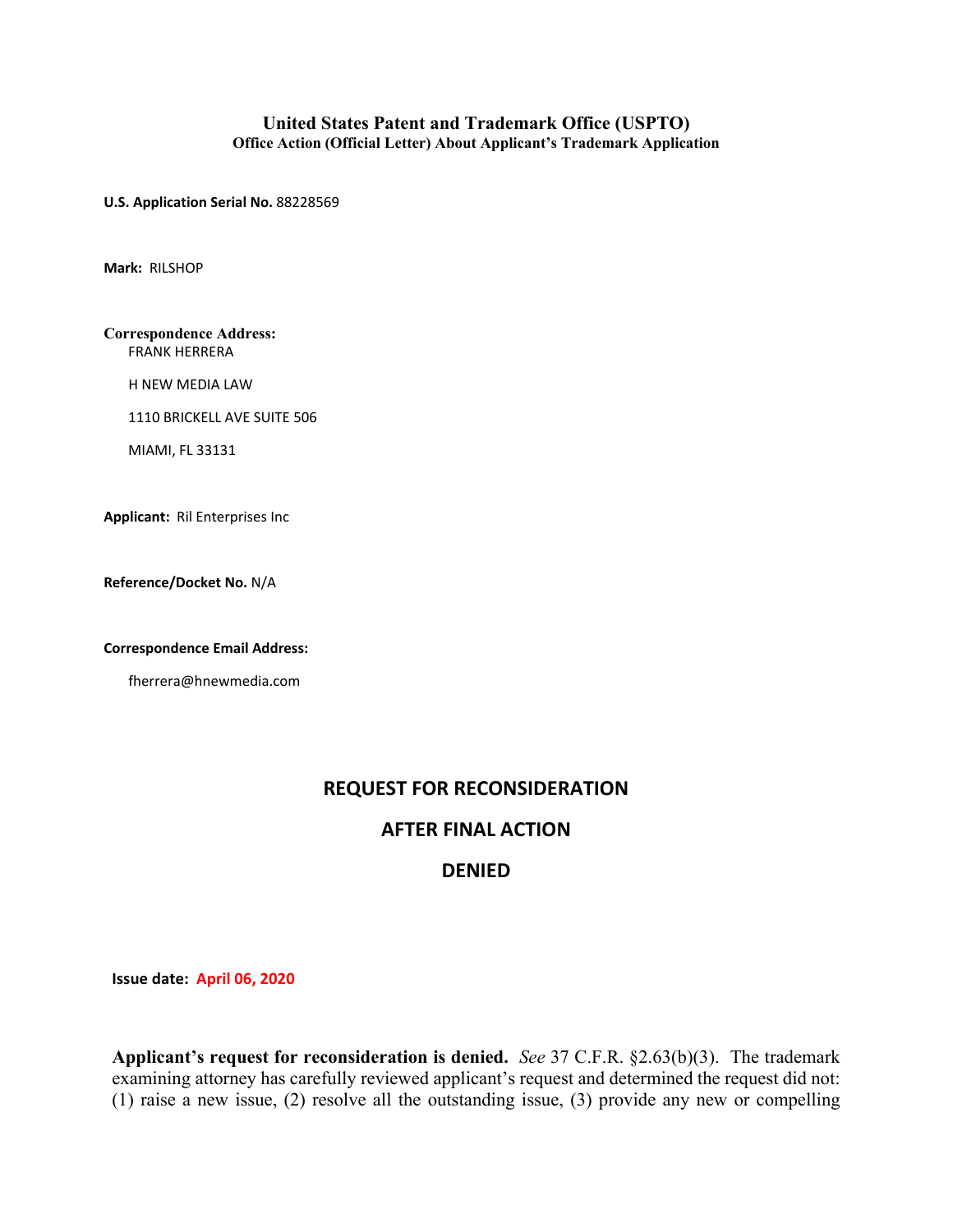# United States Patent and Trademark Office (USPTO)

## Office Action (Official Letter) About Applicant's Trademark Application

**U.S. Application Serial No.** 88228569

**Mark:** RILSHOP

**Correspondence Address:**
FRANK HERRERA
H NEW MEDIA LAW
1110 BRICKELL AVE SUITE 506
MIAMI, FL 33131

**Applicant:** Ril Enterprises Inc

**Reference/Docket No.** N/A

**Correspondence Email Address:**

fherrera@hnewmedia.com

## REQUEST FOR RECONSIDERATION

## AFTER FINAL ACTION

## DENIED

**Issue date:** **April 06, 2020**

**Applicant's request for reconsideration is denied.** *See* 37 C.F.R. §2.63(b)(3). The trademark examining attorney has carefully reviewed applicant's request and determined the request did not: (1) raise a new issue, (2) resolve all the outstanding issue, (3) provide any new or compelling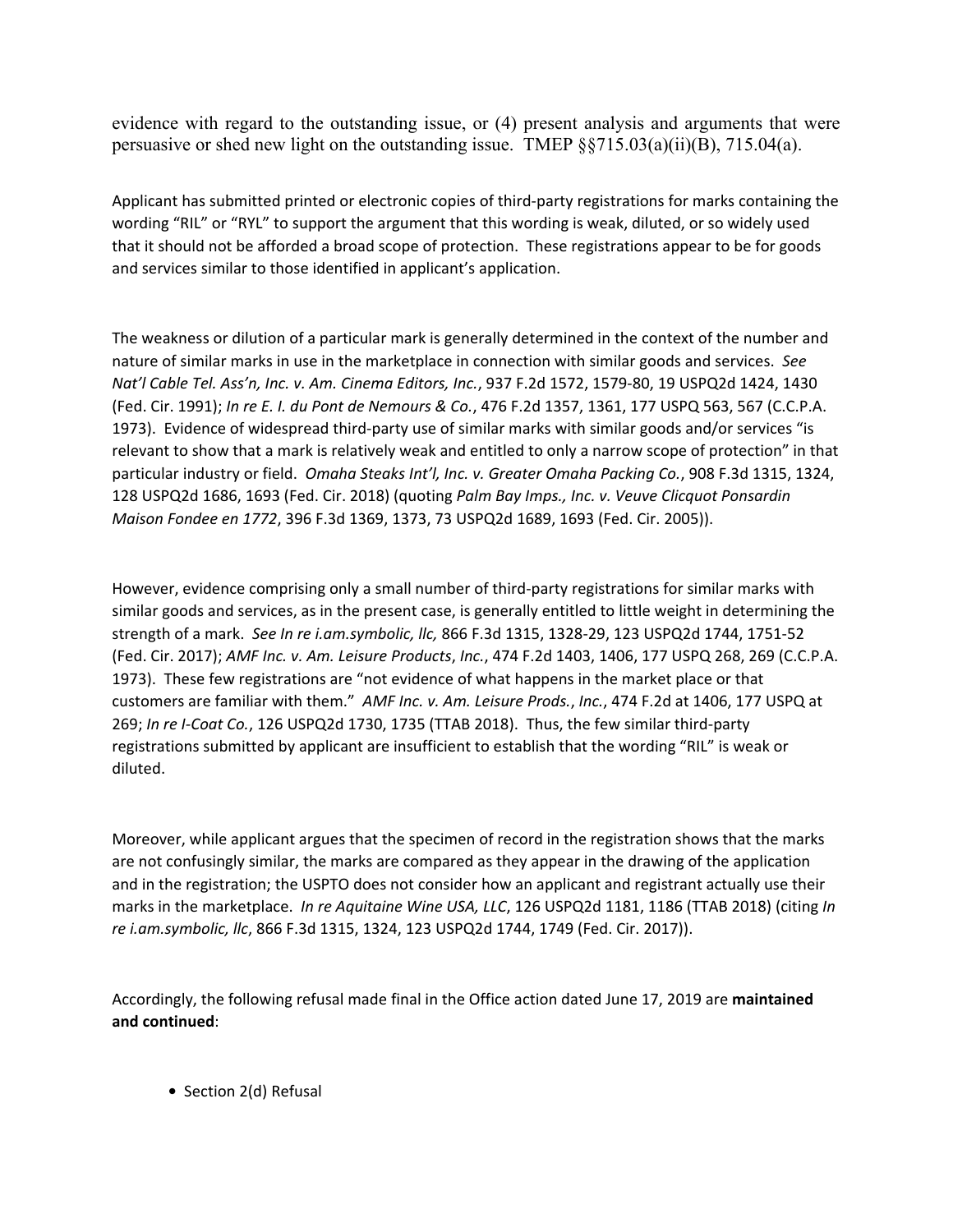evidence with regard to the outstanding issue, or (4) present analysis and arguments that were persuasive or shed new light on the outstanding issue. TMEP §§715.03(a)(ii)(B), 715.04(a).

Applicant has submitted printed or electronic copies of third-party registrations for marks containing the wording "RIL" or "RYL" to support the argument that this wording is weak, diluted, or so widely used that it should not be afforded a broad scope of protection. These registrations appear to be for goods and services similar to those identified in applicant's application.

The weakness or dilution of a particular mark is generally determined in the context of the number and nature of similar marks in use in the marketplace in connection with similar goods and services. *See Nat'l Cable Tel. Ass'n, Inc. v. Am. Cinema Editors, Inc.*, 937 F.2d 1572, 1579-80, 19 USPQ2d 1424, 1430 (Fed. Cir. 1991); *In re E. I. du Pont de Nemours & Co.*, 476 F.2d 1357, 1361, 177 USPQ 563, 567 (C.C.P.A. 1973). Evidence of widespread third-party use of similar marks with similar goods and/or services "is relevant to show that a mark is relatively weak and entitled to only a narrow scope of protection" in that particular industry or field. *Omaha Steaks Int'l, Inc. v. Greater Omaha Packing Co.*, 908 F.3d 1315, 1324, 128 USPQ2d 1686, 1693 (Fed. Cir. 2018) (quoting *Palm Bay Imps., Inc. v. Veuve Clicquot Ponsardin Maison Fondee en 1772*, 396 F.3d 1369, 1373, 73 USPQ2d 1689, 1693 (Fed. Cir. 2005)).

However, evidence comprising only a small number of third-party registrations for similar marks with similar goods and services, as in the present case, is generally entitled to little weight in determining the strength of a mark. *See In re i.am.symbolic, llc,* 866 F.3d 1315, 1328-29, 123 USPQ2d 1744, 1751-52 (Fed. Cir. 2017); *AMF Inc. v. Am. Leisure Products*, *Inc.*, 474 F.2d 1403, 1406, 177 USPQ 268, 269 (C.C.P.A. 1973). These few registrations are "not evidence of what happens in the market place or that customers are familiar with them." *AMF Inc. v. Am. Leisure Prods.*, *Inc.*, 474 F.2d at 1406, 177 USPQ at 269; *In re I-Coat Co.*, 126 USPQ2d 1730, 1735 (TTAB 2018). Thus, the few similar third-party registrations submitted by applicant are insufficient to establish that the wording "RIL" is weak or diluted.

Moreover, while applicant argues that the specimen of record in the registration shows that the marks are not confusingly similar, the marks are compared as they appear in the drawing of the application and in the registration; the USPTO does not consider how an applicant and registrant actually use their marks in the marketplace. *In re Aquitaine Wine USA, LLC*, 126 USPQ2d 1181, 1186 (TTAB 2018) (citing *In re i.am.symbolic, llc*, 866 F.3d 1315, 1324, 123 USPQ2d 1744, 1749 (Fed. Cir. 2017)).

Accordingly, the following refusal made final in the Office action dated June 17, 2019 are **maintained and continued**:

- Section 2(d) Refusal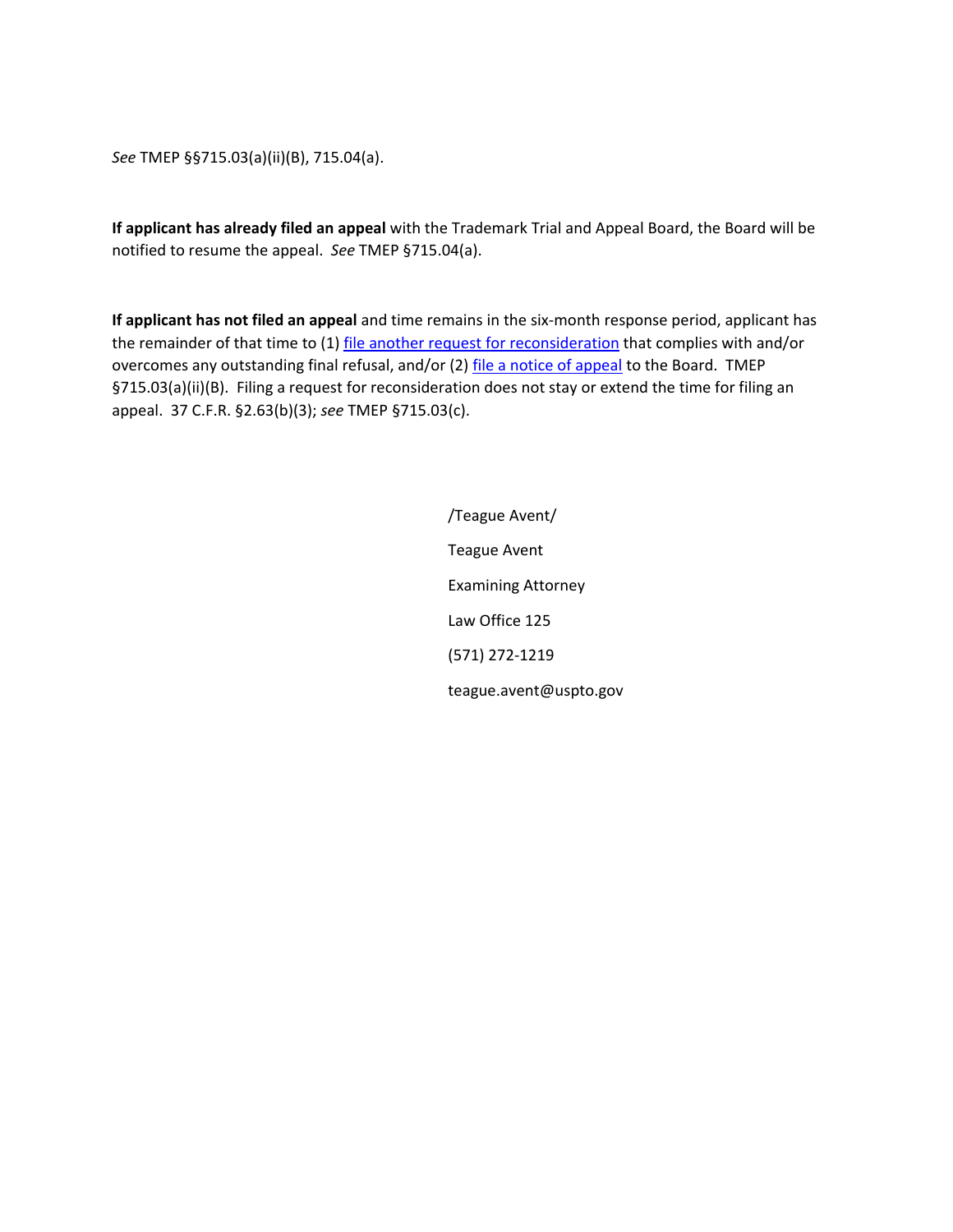*See* TMEP §§715.03(a)(ii)(B), 715.04(a).

**If applicant has already filed an appeal** with the Trademark Trial and Appeal Board, the Board will be notified to resume the appeal. *See* TMEP §715.04(a).

**If applicant has not filed an appeal** and time remains in the six-month response period, applicant has the remainder of that time to (1) file another request for reconsideration that complies with and/or overcomes any outstanding final refusal, and/or (2) file a notice of appeal to the Board. TMEP §715.03(a)(ii)(B). Filing a request for reconsideration does not stay or extend the time for filing an appeal. 37 C.F.R. §2.63(b)(3); *see* TMEP §715.03(c).

/Teague Avent/

Teague Avent

Examining Attorney

Law Office 125

(571) 272-1219

teague.avent@uspto.gov